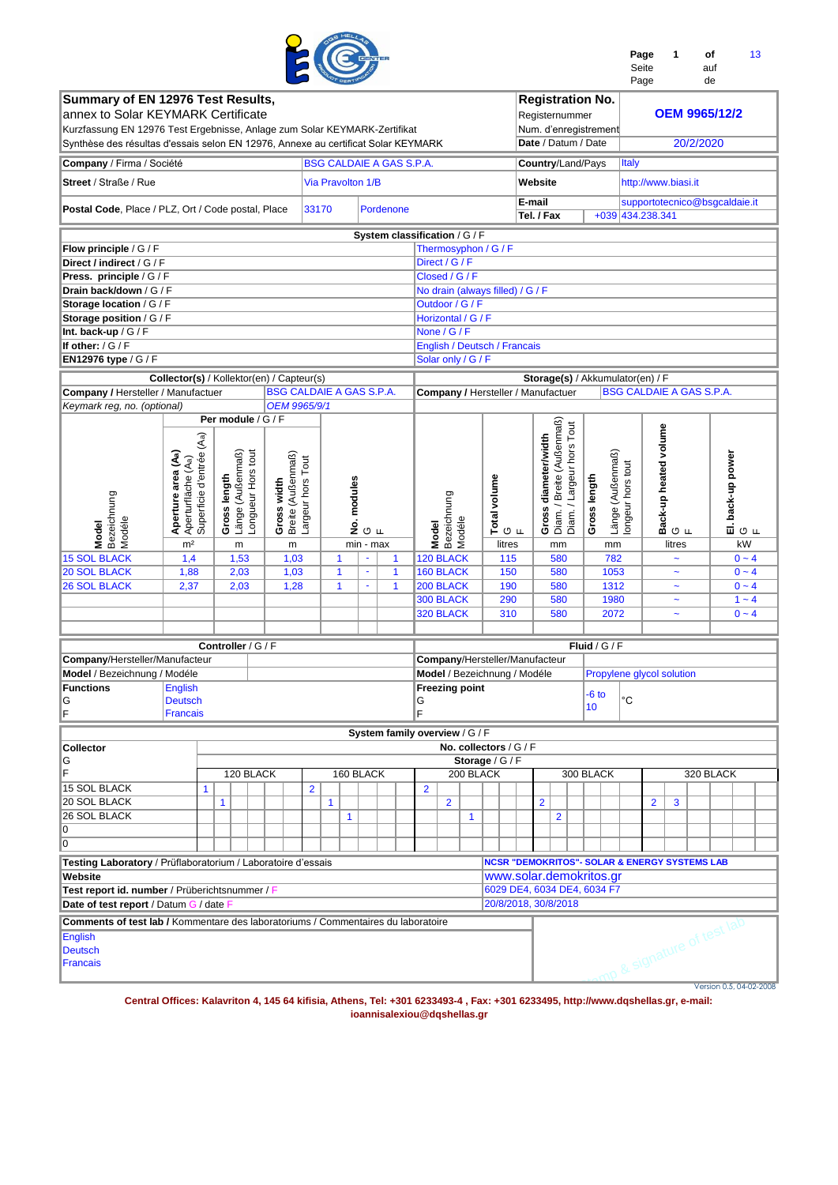## Summary of EN 12976 Test Results,

annex to Solar KEYMARK Certificate
Kurzfassung EN 12976 Test Ergebnisse, Anlage zum Solar KEYMARK-Zertifikat
Synthèse des résultas d'essais selon EN 12976, Annexe au certificat Solar KEYMARK

| | |
|---|---|
| **Registration No.** / Registernummer / Num. d'enregistrement | **OEM 9965/12/2** |
| **Date** / Datum / Date | 20/2/2020 |

| | | | |
|---|---|---|---|
| **Company** / Firma / Société | BSG CALDAIE A GAS S.P.A. | **Country**/Land/Pays | Italy |
| **Street** / Straße / Rue | Via Pravolton 1/B | **Website** | http://www.biasi.it |
| **Postal Code**, Place / PLZ, Ort / Code postal, Place | 33170 Pordenone | **E-mail** | supportotecnico@bsgcaldaie.it |
| | | **Tel. / Fax** | +039 434.238.341 |

**System classification** / G / F

| | |
|---|---|
| **Flow principle** / G / F | Thermosyphon / G / F |
| **Direct / indirect** / G / F | Direct / G / F |
| **Press. principle** / G / F | Closed / G / F |
| **Drain back/down** / G / F | No drain (always filled) / G / F |
| **Storage location** / G / F | Outdoor / G / F |
| **Storage position** / G / F | Horizontal / G / F |
| **Int. back-up** / G / F | None / G / F |
| **If other:** / G / F | English / Deutsch / Francais |
| **EN12976 type** / G / F | Solar only / G / F |

**Collector(s)** / Kollektor(en) / Capteur(s)

**Company / Hersteller / Manufactuer:** BSG CALDAIE A GAS S.P.A.
*Keymark reg, no. (optional):* OEM 9965/9/1

| **Model** Bezeichnung Modèle | **Aperture area (Aa)** Aperturfläche (Aa) Superficie d'entrée (Aa) | **Gross length** Länge (Außenmaß) Longueur Hors tout | **Gross width** Breite (Außenmaß) Largeur hors Tout | **No. modules** G F |
|---|---|---|---|---|
| | m² | m | m | min - max |
| 15 SOL BLACK | 1,4 | 1,53 | 1,03 | 1 - 1 |
| 20 SOL BLACK | 1,88 | 2,03 | 1,03 | 1 - 1 |
| 26 SOL BLACK | 2,37 | 2,03 | 1,28 | 1 - 1 |

**Storage(s)** / Akkumulator(en) / F

**Company / Hersteller / Manufactuer:** BSG CALDAIE A GAS S.P.A.

| **Model** Bezeichnung Modèle | **Total volume** G F | **Gross diameter/width** Diam. / Breite (Außenmaß) Diam. / Largeur hors Tout | **Gross length** Länge (Außenmaß) longeur hors tout | **Back-up heated volume** G F | **El. back-up power** G F |
|---|---|---|---|---|---|
| | litres | mm | mm | litres | kW |
| 120 BLACK | 115 | 580 | 782 | ~ | 0 ~ 4 |
| 160 BLACK | 150 | 580 | 1053 | ~ | 0 ~ 4 |
| 200 BLACK | 190 | 580 | 1312 | ~ | 0 ~ 4 |
| 300 BLACK | 290 | 580 | 1980 | ~ | 1 ~ 4 |
| 320 BLACK | 310 | 580 | 2072 | ~ | 0 ~ 4 |

**Controller** / G / F

| | |
|---|---|
| **Company**/Hersteller/Manufacteur | |
| **Model** / Bezeichnung / Modéle | |
| **Functions** / G / F | English / Deutsch / Francais |

**Fluid** / G / F

| | |
|---|---|
| **Company**/Hersteller/Manufacteur | |
| **Model** / Bezeichnung / Modéle | Propylene glycol solution |
| **Freezing point** / G / F | -6 to 10 °C |

**System family overview** / G / F

| **Collector** G F \ No. collectors / G / F, Storage / G / F | 120 BLACK | 160 BLACK | 200 BLACK | 300 BLACK | 320 BLACK |
|---|---|---|---|---|---|
| 15 SOL BLACK | 1 | 2 | 2 | | |
| 20 SOL BLACK | 1 | 1 | 2 | 2 | 2, 3 |
| 26 SOL BLACK | | 1 | 1 | 2 | |
| 0 | | | | | |
| 0 | | | | | |

| | |
|---|---|
| **Testing Laboratory** / Prüflaboratorium / Laboratoire d'essais | NCSR "DEMOKRITOS"- SOLAR & ENERGY SYSTEMS LAB |
| **Website** | www.solar.demokritos.gr |
| **Test report id. number** / Prüberichtsnummer / F | 6029 DE4, 6034 DE4, 6034 F7 |
| **Date of test report** / Datum G / date F | 20/8/2018, 30/8/2018 |

**Comments of test lab** / Kommentare des laboratoriums / Commentaires du laboratoire

English
Deutsch
Francais

Stamp & signature of test lab

Version 0.5, 04-02-2008

**Central Offices: Kalavriton 4, 145 64 kifisia, Athens, Tel: +301 6233493-4 , Fax: +301 6233495, http://www.dqshellas.gr, e-mail: ioannisalexiou@dqshellas.gr**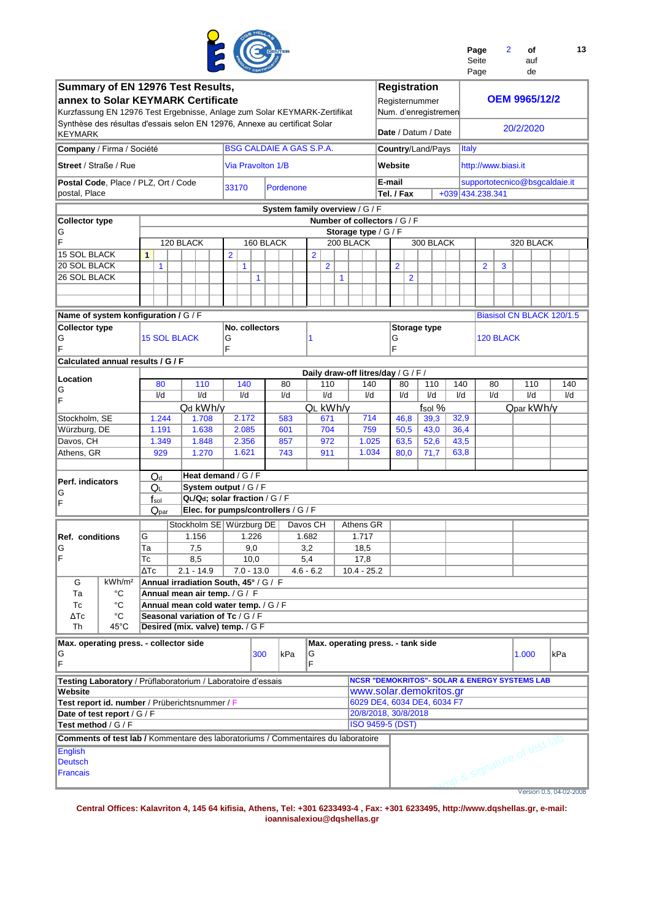# Summary of EN 12976 Test Results, annex to Solar KEYMARK Certificate

Kurzfassung EN 12976 Test Ergebnisse, Anlage zum Solar KEYMARK-Zertifikat
Synthèse des résultas d'essais selon EN 12976, Annexe au certificat Solar KEYMARK

| | |
|---|---|
| **Registration** / Registernummer / Num. d'enregistremen | **OEM 9965/12/2** |
| **Date** / Datum / Date | 20/2/2020 |
| **Company** / Firma / Société | BSG CALDAIE A GAS S.P.A. |
| **Country**/Land/Pays | Italy |
| **Street** / Straße / Rue | Via Pravolton 1/B |
| **Website** | http://www.biasi.it |
| **Postal Code**, Place / PLZ, Ort / Code postal, Place | 33170 Pordenone |
| **E-mail** | supportotecnico@bsgcaldaie.it |
| **Tel. / Fax** | +039 434.238.341 |

## System family overview / G / F

Number of collectors / G / F — Storage type / G / F

| Collector type G F | 120 BLACK | | | | | | 160 BLACK | | | | | | 200 BLACK | | | | | | 300 BLACK | | | | | | 320 BLACK | | | | | |
|---|---|---|---|---|---|---|---|---|---|---|---|---|---|---|---|---|---|---|---|---|---|---|---|---|---|---|---|---|---|---|
| 15 SOL BLACK | 1 | | | | | | 2 | | | | | | 2 | | | | | | | | | | | | | | | | | |
| 20 SOL BLACK | | 1 | | | | | | 1 | | | | | | 2 | | | | | 2 | | | | | | 2 | 3 | | | | |
| 26 SOL BLACK | | | | | | | | | 1 | | | | | | 1 | | | | | 2 | | | | | | | | | | |

**Name of system konfiguration / G / F**: Biasisol CN BLACK 120/1.5

| **Collector type** G F | **No. collectors** G F | **Storage type** G F |
|---|---|---|
| 15 SOL BLACK | 1 | 120 BLACK |

**Calculated annual results / G / F**

Daily draw-off litres/day / G / F /

| Location G F | Qd kWh/y 80 l/d | Qd 110 l/d | Qd 140 l/d | QL kWh/y 80 l/d | QL 110 l/d | QL 140 l/d | fsol % 80 l/d | fsol 110 l/d | fsol 140 l/d | Qpar kWh/y 80 l/d | Qpar 110 l/d | Qpar 140 l/d |
|---|---|---|---|---|---|---|---|---|---|---|---|---|
| Stockholm, SE | 1.244 | 1.708 | 2.172 | 583 | 671 | 714 | 46,8 | 39,3 | 32,9 | | | |
| Würzburg, DE | 1.191 | 1.638 | 2.085 | 601 | 704 | 759 | 50,5 | 43,0 | 36,4 | | | |
| Davos, CH | 1.349 | 1.848 | 2.356 | 857 | 972 | 1.025 | 63,5 | 52,6 | 43,5 | | | |
| Athens, GR | 929 | 1.270 | 1.621 | 743 | 911 | 1.034 | 80,0 | 71,7 | 63,8 | | | |

**Perf. indicators** G F

| | |
|---|---|
| $Q_d$ | **Heat demand** / G / F |
| $Q_L$ | **System output** / G / F |
| $f_{sol}$ | **$Q_L/Q_d$; solar fraction** / G / F |
| $Q_{par}$ | **Elec. for pumps/controllers** / G / F |

**Ref. conditions** G F

| | Stockholm SE | Würzburg DE | Davos CH | Athens GR |
|---|---|---|---|---|
| G | 1.156 | 1.226 | 1.682 | 1.717 |
| Ta | 7,5 | 9,0 | 3,2 | 18,5 |
| Tc | 8,5 | 10,0 | 5,4 | 17,8 |
| ΔTc | 2.1 - 14.9 | 7.0 - 13.0 | 4.6 - 6.2 | 10.4 - 25.2 |

| | | |
|---|---|---|
| G | kWh/m² | **Annual irradiation South, 45°** / G / F |
| Ta | °C | **Annual mean air temp.** / G / F |
| Tc | °C | **Annual mean cold water temp.** / G / F |
| ΔTc | °C | **Seasonal variation of Tc** / G / F |
| Th | 45°C | **Desired (mix. valve) temp.** / G F |

**Max. operating press. - collector side** G F: 300 kPa

**Max. operating press. - tank side** G F: 1.000 kPa

| | |
|---|---|
| **Testing Laboratory** / Prüflaboratorium / Laboratoire d'essais | NCSR "DEMOKRITOS"- SOLAR & ENERGY SYSTEMS LAB |
| **Website** | www.solar.demokritos.gr |
| **Test report id. number** / Prüberichtsnummer / F | 6029 DE4, 6034 DE4, 6034 F7 |
| **Date of test report** / G / F | 20/8/2018, 30/8/2018 |
| **Test method** / G / F | ISO 9459-5 (DST) |

**Comments of test lab /** Kommentare des laboratoriums / Commentaires du laboratoire

English
Deutsch
Francais

Stamp & signature of test lab

Version 0.5, 04-02-2008

**Central Offices: Kalavriton 4, 145 64 kifisia, Athens, Tel: +301 6233493-4 , Fax: +301 6233495, http://www.dqshellas.gr, e-mail: ioannisalexiou@dqshellas.gr**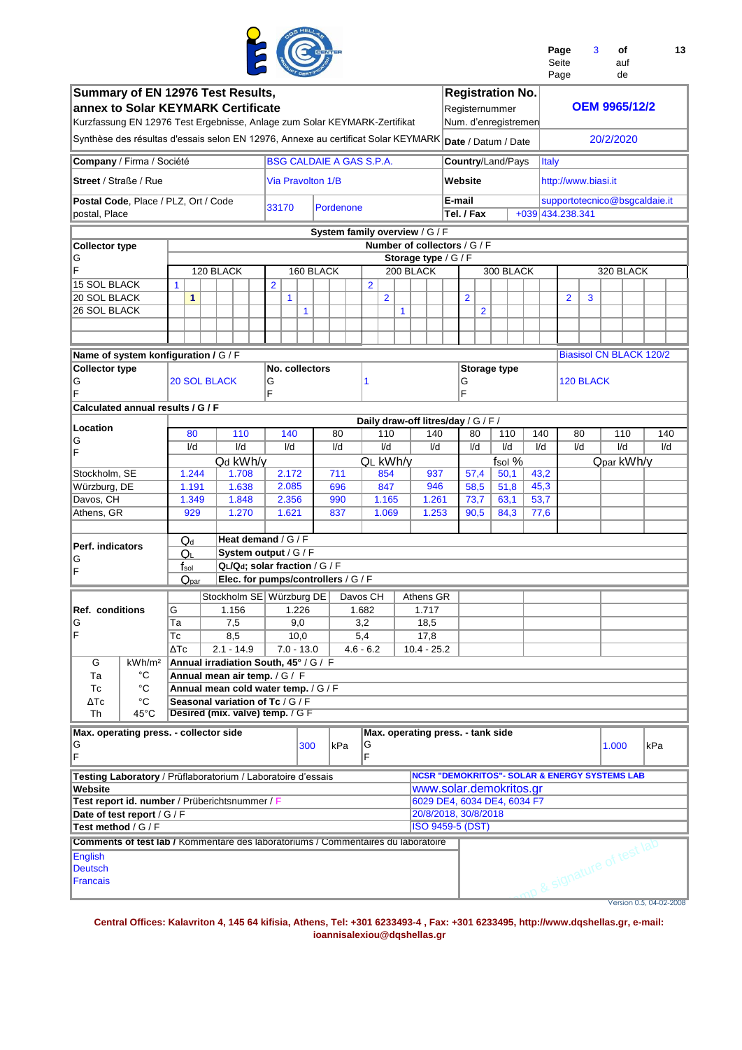## Summary of EN 12976 Test Results, annex to Solar KEYMARK Certificate

Kurzfassung EN 12976 Test Ergebnisse, Anlage zum Solar KEYMARK-Zertifikat

Synthèse des résultas d'essais selon EN 12976, Annexe au certificat Solar KEYMARK

| | |
|---|---|
| **Registration No.** / Registernummer / Num. d'enregistremen | **OEM 9965/12/2** |
| **Date** / Datum / Date | 20/2/2020 |

| | | | |
|---|---|---|---|
| **Company** / Firma / Société | BSG CALDAIE A GAS S.P.A. | **Country**/Land/Pays | Italy |
| **Street** / Straße / Rue | Via Pravolton 1/B | **Website** | http://www.biasi.it |
| **Postal Code**, Place / PLZ, Ort / Code postal, Place | 33170 Pordenone | **E-mail** | supportotecnico@bsgcaldaie.it |
| | | **Tel. / Fax** | +039 434.238.341 |

### System family overview / G / F

Number of collectors / G / F — Storage type / G / F

| Collector type G F | 120 BLACK | 160 BLACK | 200 BLACK | 300 BLACK | 320 BLACK |
|---|---|---|---|---|---|
| 15 SOL BLACK | 1 | 2 | 2 | | |
| 20 SOL BLACK | 1 | 1 | 2 | 2 | 2, 3 |
| 26 SOL BLACK | | 1 | 1 | 2 | |

**Name of system konfiguration / G / F**: Biasisol CN BLACK 120/2

| **Collector type** G F | **No. collectors** G F | **Storage type** G F |
|---|---|---|
| 20 SOL BLACK | 1 | 120 BLACK |

**Calculated annual results / G / F**

| Location G F | Daily draw-off litres/day / G / F / | | | | | | | | | | | |
|---|---|---|---|---|---|---|---|---|---|---|---|---|
| | 80 l/d | 110 l/d | 140 l/d | 80 l/d | 110 l/d | 140 l/d | 80 l/d | 110 l/d | 140 l/d | 80 l/d | 110 l/d | 140 l/d |
| | $Q_d$ kWh/y | | | $Q_L$ kWh/y | | | $f_{sol}$ % | | | $Q_{par}$ kWh/y | | |
| Stockholm, SE | 1.244 | 1.708 | 2.172 | 711 | 854 | 937 | 57,4 | 50,1 | 43,2 | | | |
| Würzburg, DE | 1.191 | 1.638 | 2.085 | 696 | 847 | 946 | 58,5 | 51,8 | 45,3 | | | |
| Davos, CH | 1.349 | 1.848 | 2.356 | 990 | 1.165 | 1.261 | 73,7 | 63,1 | 53,7 | | | |
| Athens, GR | 929 | 1.270 | 1.621 | 837 | 1.069 | 1.253 | 90,5 | 84,3 | 77,6 | | | |

**Perf. indicators** G F

- $Q_d$ — **Heat demand** / G / F
- $Q_L$ — **System output** / G / F
- $f_{sol}$ — **$Q_L/Q_d$; solar fraction** / G / F
- $Q_{par}$ — **Elec. for pumps/controllers** / G / F

| **Ref. conditions** G F | | Stockholm SE | Würzburg DE | Davos CH | Athens GR |
|---|---|---|---|---|---|
| | G | 1.156 | 1.226 | 1.682 | 1.717 |
| | Ta | 7,5 | 9,0 | 3,2 | 18,5 |
| | Tc | 8,5 | 10,0 | 5,4 | 17,8 |
| | ΔTc | 2.1 - 14.9 | 7.0 - 13.0 | 4.6 - 6.2 | 10.4 - 25.2 |

| | | |
|---|---|---|
| G | kWh/m² | **Annual irradiation South, 45°** / G / F |
| Ta | °C | **Annual mean air temp.** / G / F |
| Tc | °C | **Annual mean cold water temp.** / G / F |
| ΔTc | °C | **Seasonal variation of Tc** / G / F |
| Th | 45°C | **Desired (mix. valve) temp.** / G F |

| | | | | | |
|---|---|---|---|---|---|
| **Max. operating press. - collector side** G F | 300 | kPa | **Max. operating press. - tank side** G F | 1.000 | kPa |

| | |
|---|---|
| **Testing Laboratory** / Prüflaboratorium / Laboratoire d'essais | NCSR "DEMOKRITOS"- SOLAR & ENERGY SYSTEMS LAB |
| **Website** | www.solar.demokritos.gr |
| **Test report id. number** / Prüberichtsnummer / F | 6029 DE4, 6034 DE4, 6034 F7 |
| **Date of test report** / G / F | 20/8/2018, 30/8/2018 |
| **Test method** / G / F | ISO 9459-5 (DST) |

**Comments of test lab** / Kommentare des laboratoriums / Commentaires du laboratoire

English

Deutsch

Francais

Stamp & signature of test lab

Version 0.5, 04-02-2008

**Central Offices: Kalavriton 4, 145 64 kifisia, Athens, Tel: +301 6233493-4 , Fax: +301 6233495, http://www.dqshellas.gr, e-mail: ioannisalexiou@dqshellas.gr**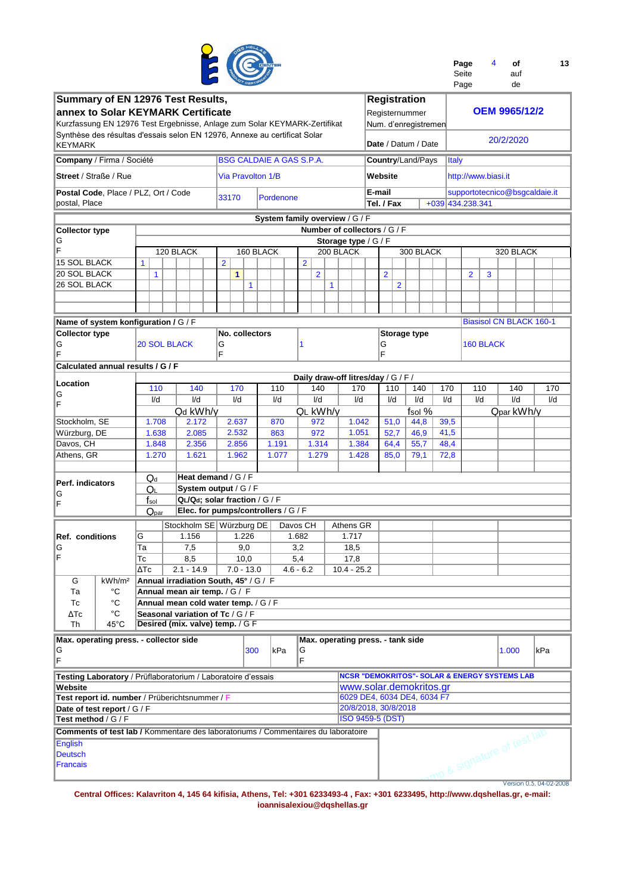## Summary of EN 12976 Test Results, annex to Solar KEYMARK Certificate

Kurzfassung EN 12976 Test Ergebnisse, Anlage zum Solar KEYMARK-Zertifikat
Synthèse des résultas d'essais selon EN 12976, Annexe au certificat Solar KEYMARK

| | |
|---|---|
| **Registration** / Registernummer / Num. d'enregistremen | **OEM 9965/12/2** |
| **Date** / Datum / Date | 20/2/2020 |
| **Company** / Firma / Société | BSG CALDAIE A GAS S.P.A. |
| **Country**/Land/Pays | Italy |
| **Street** / Straße / Rue | Via Pravolton 1/B |
| **Website** | http://www.biasi.it |
| **Postal Code**, Place / PLZ, Ort / Code postal, Place | 33170 Pordenone |
| **E-mail** | supportotecnico@bsgcaldaie.it |
| **Tel. / Fax** | +039 434.238.341 |

### System family overview / G / F

Number of collectors / G / F — Storage type / G / F

| Collector type G F | 120 BLACK | 160 BLACK | 200 BLACK | 300 BLACK | 320 BLACK |
|---|---|---|---|---|---|
| 15 SOL BLACK | 1 | 2 | 2 | | |
| 20 SOL BLACK | 1 | **1** | 2 | 2 | 2, 3 |
| 26 SOL BLACK | | 1 | 1 | 2 | |

**Name of system konfiguration** / G / F: Biasisol CN BLACK 160-1

| Collector type G F | No. collectors G F | Storage type G F |
|---|---|---|
| 20 SOL BLACK | 1 | 160 BLACK |

### Calculated annual results / G / F

Daily draw-off litres/day / G / F /

| Location G F | 110 l/d | 140 l/d | 170 l/d | 110 l/d | 140 l/d | 170 l/d | 110 l/d | 140 l/d | 170 l/d | 110 l/d | 140 l/d | 170 l/d |
|---|---|---|---|---|---|---|---|---|---|---|---|---|
| | $Q_d$ kWh/y | | | $Q_L$ kWh/y | | | $f_{sol}$ % | | | $Q_{par}$ kWh/y | | |
| Stockholm, SE | 1.708 | 2.172 | 2.637 | 870 | 972 | 1.042 | 51,0 | 44,8 | 39,5 | | | |
| Würzburg, DE | 1.638 | 2.085 | 2.532 | 863 | 972 | 1.051 | 52,7 | 46,9 | 41,5 | | | |
| Davos, CH | 1.848 | 2.356 | 2.856 | 1.191 | 1.314 | 1.384 | 64,4 | 55,7 | 48,4 | | | |
| Athens, GR | 1.270 | 1.621 | 1.962 | 1.077 | 1.279 | 1.428 | 85,0 | 79,1 | 72,8 | | | |

**Perf. indicators** G F

| | |
|---|---|
| $Q_d$ | **Heat demand** / G / F |
| $Q_L$ | **System output** / G / F |
| $f_{sol}$ | **$Q_L/Q_d$; solar fraction** / G / F |
| $Q_{par}$ | **Elec. for pumps/controllers** / G / F |

**Ref. conditions** G F

| | Stockholm SE | Würzburg DE | Davos CH | Athens GR |
|---|---|---|---|---|
| G | 1.156 | 1.226 | 1.682 | 1.717 |
| Ta | 7,5 | 9,0 | 3,2 | 18,5 |
| Tc | 8,5 | 10,0 | 5,4 | 17,8 |
| ΔTc | 2.1 - 14.9 | 7.0 - 13.0 | 4.6 - 6.2 | 10.4 - 25.2 |

| | | |
|---|---|---|
| G | kWh/m² | **Annual irradiation South, 45°** / G / F |
| Ta | °C | **Annual mean air temp.** / G / F |
| Tc | °C | **Annual mean cold water temp.** / G / F |
| ΔTc | °C | **Seasonal variation of Tc** / G / F |
| Th | 45°C | **Desired (mix. valve) temp.** / G F |

**Max. operating press. - collector side** G F: 300 kPa

**Max. operating press. - tank side** G F: 1.000 kPa

| | |
|---|---|
| **Testing Laboratory** / Prüflaboratorium / Laboratoire d'essais | NCSR "DEMOKRITOS"- SOLAR & ENERGY SYSTEMS LAB |
| **Website** | www.solar.demokritos.gr |
| **Test report id. number** / Prüberichtsnummer / F | 6029 DE4, 6034 DE4, 6034 F7 |
| **Date of test report** / G / F | 20/8/2018, 30/8/2018 |
| **Test method** / G / F | ISO 9459-5 (DST) |

**Comments of test lab** / Kommentare des laboratoriums / Commentaires du laboratoire

English
Deutsch
Francais

Stamp & signature of test lab

Version 0.5, 04-02-2008

**Central Offices: Kalavriton 4, 145 64 kifisia, Athens, Tel: +301 6233493-4 , Fax: +301 6233495, http://www.dqshellas.gr, e-mail: ioannisalexiou@dqshellas.gr**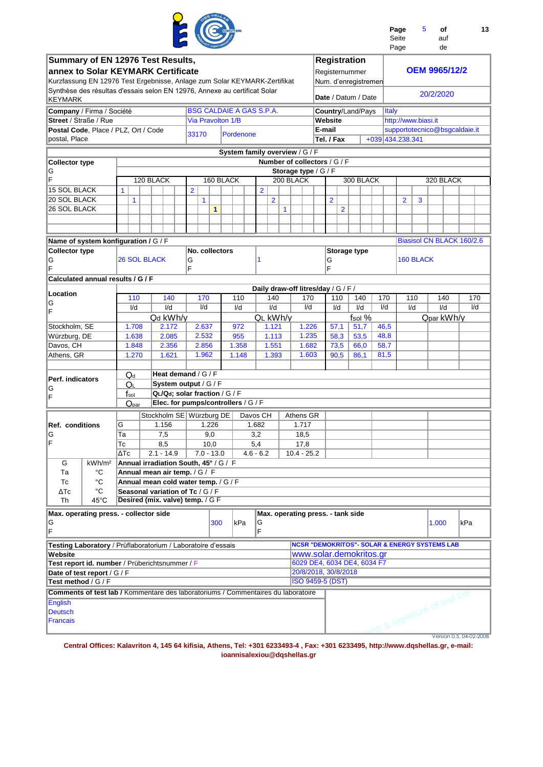# Summary of EN 12976 Test Results, annex to Solar KEYMARK Certificate

Kurzfassung EN 12976 Test Ergebnisse, Anlage zum Solar KEYMARK-Zertifikat

Synthèse des résultas d'essais selon EN 12976, Annexe au certificat Solar KEYMARK

| | |
|---|---|
| **Registration** / Registernummer / Num. d'enregistrement | **OEM 9965/12/2** |
| **Date** / Datum / Date | 20/2/2020 |

| | | | |
|---|---|---|---|
| **Company** / Firma / Société | BSG CALDAIE A GAS S.P.A. | **Country**/Land/Pays | Italy |
| **Street** / Straße / Rue | Via Pravolton 1/B | **Website** | http://www.biasi.it |
| **Postal Code**, Place / PLZ, Ort / Code postal, Place | 33170 Pordenone | **E-mail** | supportotecnico@bsgcaldaie.it |
| | | **Tel. / Fax** | +039 434.238.341 |

## System family overview / G / F

Number of collectors / G / F — Storage type / G / F

| Collector type G F | 120 BLACK | 160 BLACK | 200 BLACK | 300 BLACK | 320 BLACK |
|---|---|---|---|---|---|
| 15 SOL BLACK | 1 | 2 | 2 | | |
| 20 SOL BLACK | 1 | 1 | 2 | 2 | 2, 3 |
| 26 SOL BLACK | | 1 | 1 | 2 | |

| | |
|---|---|
| **Name of system konfiguration** / G / F | Biasisol CN BLACK 160/2.6 |

| Collector type G F | No. collectors G F | Storage type G F |
|---|---|---|
| 26 SOL BLACK | 1 | 160 BLACK |

## Calculated annual results / G / F

Daily draw-off litres/day / G / F /

| Location G F | 110 l/d | 140 l/d | 170 l/d | 110 l/d | 140 l/d | 170 l/d | 110 l/d | 140 l/d | 170 l/d | 110 l/d | 140 l/d | 170 l/d |
|---|---|---|---|---|---|---|---|---|---|---|---|---|
| | $Q_d$ kWh/y | | | $Q_L$ kWh/y | | | $f_{sol}$ % | | | $Q_{par}$ kWh/y | | |
| Stockholm, SE | 1.708 | 2.172 | 2.637 | 972 | 1.121 | 1.226 | 57,1 | 51,7 | 46,5 | | | |
| Würzburg, DE | 1.638 | 2.085 | 2.532 | 955 | 1.113 | 1.235 | 58,3 | 53,5 | 48,8 | | | |
| Davos, CH | 1.848 | 2.356 | 2.856 | 1.358 | 1.551 | 1.682 | 73,5 | 66,0 | 58,7 | | | |
| Athens, GR | 1.270 | 1.621 | 1.962 | 1.148 | 1.393 | 1.603 | 90,5 | 86,1 | 81,5 | | | |

**Perf. indicators** G F

| | |
|---|---|
| $Q_d$ | **Heat demand** / G / F |
| $Q_L$ | **System output** / G / F |
| $f_{sol}$ | **$Q_L/Q_d$; solar fraction** / G / F |
| $Q_{par}$ | **Elec. for pumps/controllers** / G / F |

| Ref. conditions G F | | Stockholm SE | Würzburg DE | Davos CH | Athens GR |
|---|---|---|---|---|---|
| | G | 1.156 | 1.226 | 1.682 | 1.717 |
| | Ta | 7,5 | 9,0 | 3,2 | 18,5 |
| | Tc | 8,5 | 10,0 | 5,4 | 17,8 |
| | ΔTc | 2.1 - 14.9 | 7.0 - 13.0 | 4.6 - 6.2 | 10.4 - 25.2 |

| | | |
|---|---|---|
| G | kWh/m² | **Annual irradiation South, 45°** / G / F |
| Ta | °C | **Annual mean air temp.** / G / F |
| Tc | °C | **Annual mean cold water temp.** / G / F |
| ΔTc | °C | **Seasonal variation of Tc** / G / F |
| Th | 45°C | **Desired (mix. valve) temp.** / G F |

| | | |
|---|---|---|
| **Max. operating press. - collector side** G F | 300 | kPa |
| **Max. operating press. - tank side** G F | 1.000 | kPa |

| | |
|---|---|
| **Testing Laboratory** / Prüflaboratorium / Laboratoire d'essais | **NCSR "DEMOKRITOS"- SOLAR & ENERGY SYSTEMS LAB** |
| **Website** | www.solar.demokritos.gr |
| **Test report id. number** / Prüberichtsnummer / F | 6029 DE4, 6034 DE4, 6034 F7 |
| **Date of test report** / G / F | 20/8/2018, 30/8/2018 |
| **Test method** / G / F | ISO 9459-5 (DST) |

**Comments of test lab /** Kommentare des laboratoriums / Commentaires du laboratoire

English

Deutsch

Francais

Stamp & signature of test lab

Version 0.5, 04-02-2008

**Central Offices: Kalavriton 4, 145 64 kifisia, Athens, Tel: +301 6233493-4 , Fax: +301 6233495, http://www.dqshellas.gr, e-mail: ioannisalexiou@dqshellas.gr**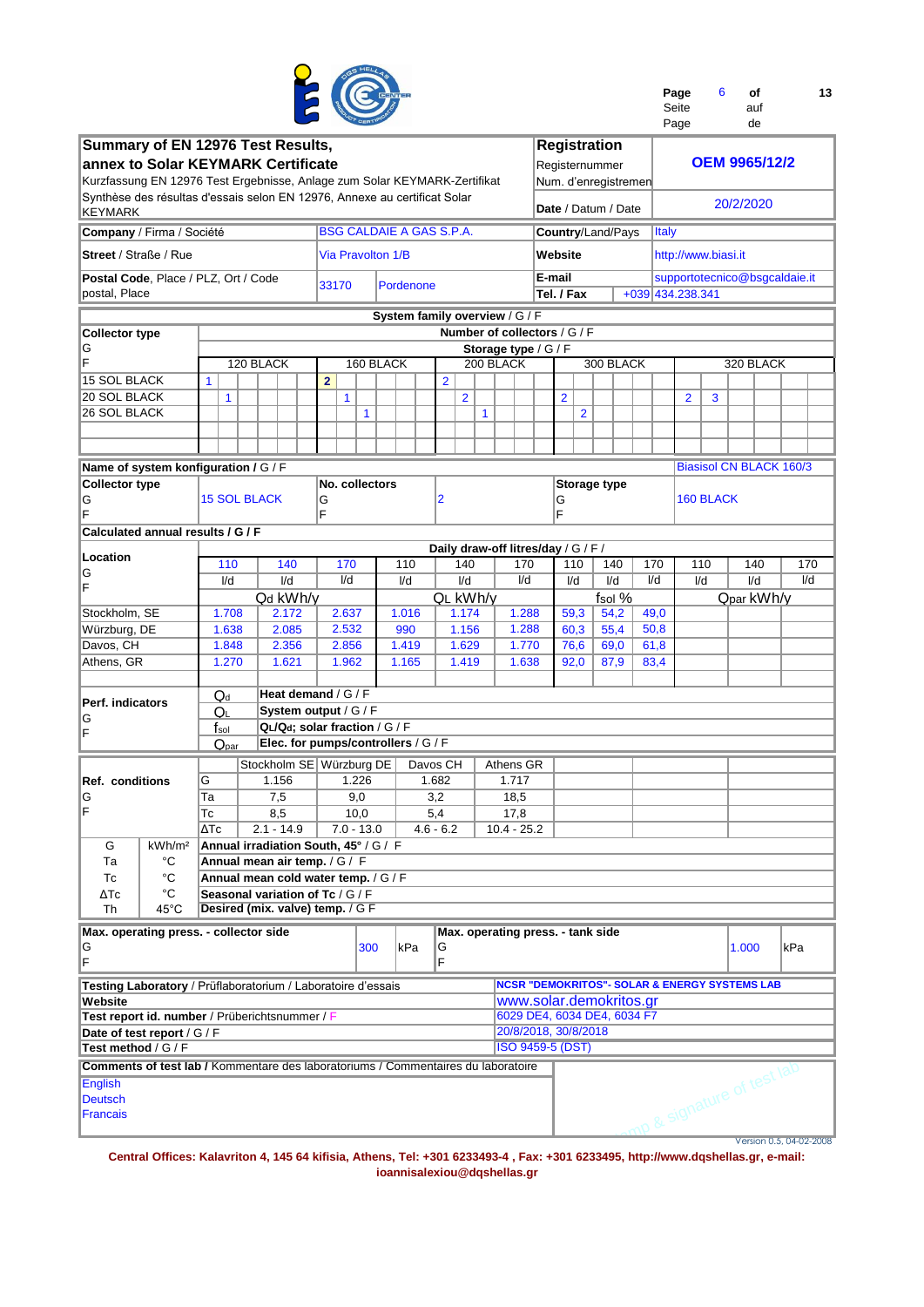## Summary of EN 12976 Test Results, annex to Solar KEYMARK Certificate

Kurzfassung EN 12976 Test Ergebnisse, Anlage zum Solar KEYMARK-Zertifikat
Synthèse des résultas d'essais selon EN 12976, Annexe au certificat Solar KEYMARK

| Registration / Registernummer / Num. d'enregistremen | OEM 9965/12/2 |
|---|---|
| **Date** / Datum / Date | 20/2/2020 |

| | | | |
|---|---|---|---|
| **Company** / Firma / Société | BSG CALDAIE A GAS S.P.A. | **Country**/Land/Pays | Italy |
| **Street** / Straße / Rue | Via Pravolton 1/B | **Website** | http://www.biasi.it |
| **Postal Code**, Place / PLZ, Ort / Code postal, Place | 33170 Pordenone | **E-mail** | supportotecnico@bsgcaldaie.it |
| | | **Tel. / Fax** | +039 434.238.341 |

### System family overview / G / F

| Collector type / G / F | 120 BLACK | 160 BLACK | 200 BLACK | 300 BLACK | 320 BLACK |
|---|---|---|---|---|---|
| 15 SOL BLACK | 1 | 2 | 2 | | |
| 20 SOL BLACK | 1 | 1 | 2 | 2 | 2, 3 |
| 26 SOL BLACK | | 1 | 1 | 2 | |

(Number of collectors / G / F; Storage type / G / F)

**Name of system konfiguration / G / F:** Biasisol CN BLACK 160/3

| Collector type / G / F | No. collectors / G / F | Storage type / G / F |
|---|---|---|
| 15 SOL BLACK | 2 | 160 BLACK |

### Calculated annual results / G / F

Daily draw-off litres/day / G / F /

| Location / G / F | $Q_d$ kWh/y 110 l/d | $Q_d$ 140 l/d | $Q_d$ 170 l/d | $Q_L$ kWh/y 110 l/d | $Q_L$ 140 l/d | $Q_L$ 170 l/d | $f_{sol}$ % 110 l/d | $f_{sol}$ 140 l/d | $f_{sol}$ 170 l/d | $Q_{par}$ kWh/y 110 l/d | $Q_{par}$ 140 l/d | $Q_{par}$ 170 l/d |
|---|---|---|---|---|---|---|---|---|---|---|---|---|
| Stockholm, SE | 1.708 | 2.172 | 2.637 | 1.016 | 1.174 | 1.288 | 59,3 | 54,2 | 49,0 | | | |
| Würzburg, DE | 1.638 | 2.085 | 2.532 | 990 | 1.156 | 1.288 | 60,3 | 55,4 | 50,8 | | | |
| Davos, CH | 1.848 | 2.356 | 2.856 | 1.419 | 1.629 | 1.770 | 76,6 | 69,0 | 61,8 | | | |
| Athens, GR | 1.270 | 1.621 | 1.962 | 1.165 | 1.419 | 1.638 | 92,0 | 87,9 | 83,4 | | | |

**Perf. indicators / G / F**

- $Q_d$ — **Heat demand** / G / F
- $Q_L$ — **System output** / G / F
- $f_{sol}$ — **$Q_L/Q_d$; solar fraction** / G / F
- $Q_{par}$ — **Elec. for pumps/controllers** / G / F

| Ref. conditions / G / F | | Stockholm SE | Würzburg DE | Davos CH | Athens GR |
|---|---|---|---|---|---|
| | G | 1.156 | 1.226 | 1.682 | 1.717 |
| | Ta | 7,5 | 9,0 | 3,2 | 18,5 |
| | Tc | 8,5 | 10,0 | 5,4 | 17,8 |
| | ΔTc | 2.1 - 14.9 | 7.0 - 13.0 | 4.6 - 6.2 | 10.4 - 25.2 |

| | | |
|---|---|---|
| G | kWh/m² | **Annual irradiation South, 45°** / G / F |
| Ta | °C | **Annual mean air temp.** / G / F |
| Tc | °C | **Annual mean cold water temp.** / G / F |
| ΔTc | °C | **Seasonal variation of Tc** / G / F |
| Th | 45°C | **Desired (mix. valve) temp.** / G F |

| | | |
|---|---|---|
| **Max. operating press. - collector side** / G / F | 300 | kPa |
| **Max. operating press. - tank side** / G / F | 1.000 | kPa |

| | |
|---|---|
| **Testing Laboratory** / Prüflaboratorium / Laboratoire d'essais | NCSR "DEMOKRITOS"- SOLAR & ENERGY SYSTEMS LAB |
| **Website** | www.solar.demokritos.gr |
| **Test report id. number** / Prüberichtsnummer / F | 6029 DE4, 6034 DE4, 6034 F7 |
| **Date of test report** / G / F | 20/8/2018, 30/8/2018 |
| **Test method** / G / F | ISO 9459-5 (DST) |

**Comments of test lab** / Kommentare des laboratoriums / Commentaires du laboratoire

English
Deutsch
Francais

Stamp & signature of test lab

Version 0.5, 04-02-2008

**Central Offices: Kalavriton 4, 145 64 kifisia, Athens, Tel: +301 6233493-4 , Fax: +301 6233495, http://www.dqshellas.gr, e-mail: ioannisalexiou@dqshellas.gr**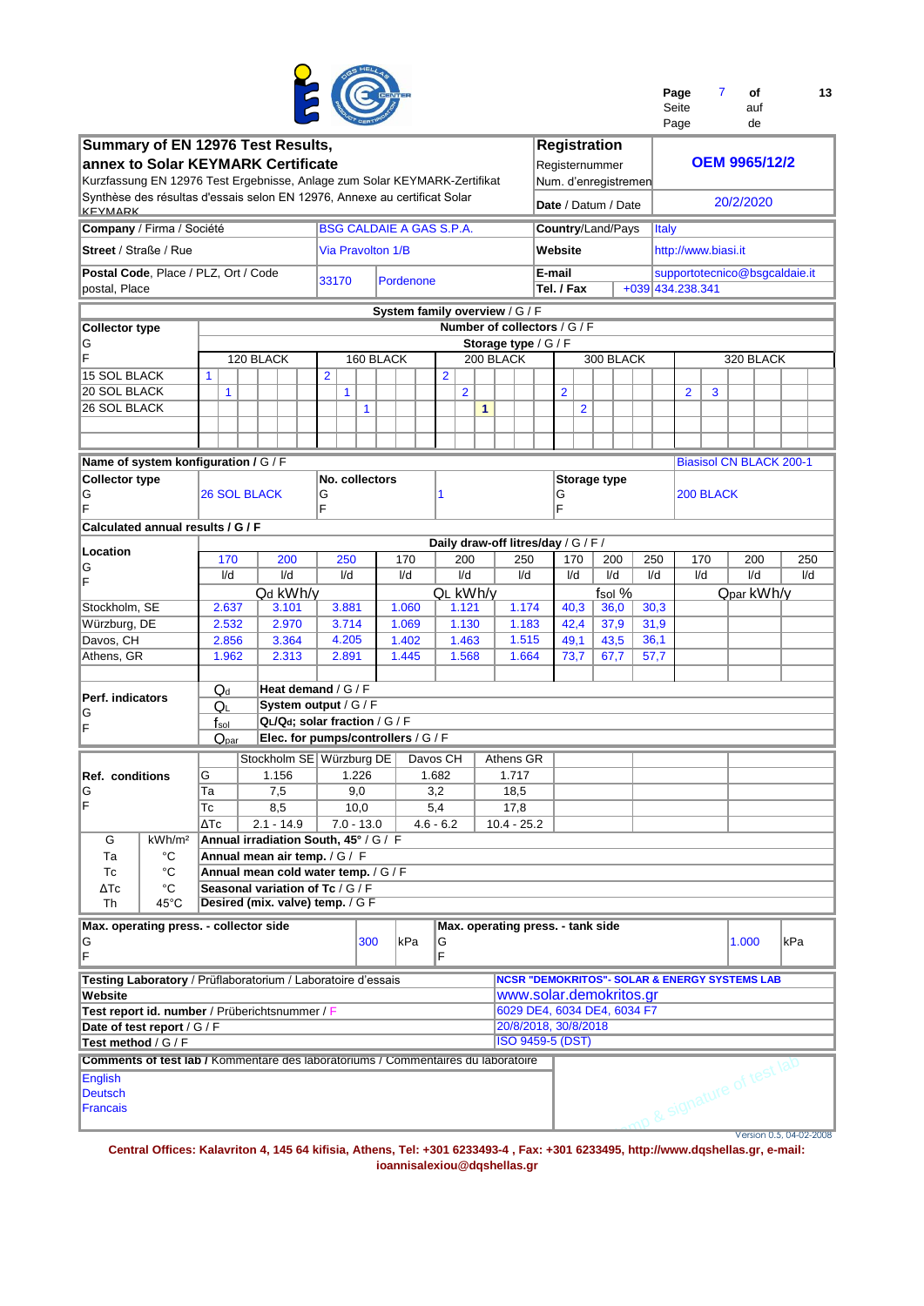# Summary of EN 12976 Test Results, annex to Solar KEYMARK Certificate

Kurzfassung EN 12976 Test Ergebnisse, Anlage zum Solar KEYMARK-Zertifikat

Synthèse des résultas d'essais selon EN 12976, Annexe au certificat Solar KEYMARK

| **Registration** / Registernummer / Num. d'enregistremen | OEM 9965/12/2 |
|---|---|
| **Date** / Datum / Date | 20/2/2020 |

| | | | |
|---|---|---|---|
| **Company** / Firma / Société | BSG CALDAIE A GAS S.P.A. | **Country**/Land/Pays | Italy |
| **Street** / Straße / Rue | Via Pravolton 1/B | **Website** | http://www.biasi.it |
| **Postal Code**, Place / PLZ, Ort / Code postal, Place | 33170 Pordenone | **E-mail** | supportotecnico@bsgcaldaie.it |
| | | **Tel. / Fax** | +039 434.238.341 |

## System family overview / G / F

Number of collectors / G / F — Storage type / G / F

| Collector type G F | 120 BLACK | 160 BLACK | 200 BLACK | 300 BLACK | 320 BLACK |
|---|---|---|---|---|---|
| 15 SOL BLACK | 1 | 2 | 2 | | |
| 20 SOL BLACK | 1 | 1 | 2 | 2 | 2, 3 |
| 26 SOL BLACK | | 1 | **1** | 2 | |

## Name of system konfiguration / G / F — Biasisol CN BLACK 200-1

| Collector type G F | No. collectors G F | Storage type G F |
|---|---|---|
| 26 SOL BLACK | 1 | 200 BLACK |

## Calculated annual results / G / F

Daily draw-off litres/day / G / F /

| Location G F | 170 l/d | 200 l/d | 250 l/d | 170 l/d | 200 l/d | 250 l/d | 170 l/d | 200 l/d | 250 l/d | 170 l/d | 200 l/d | 250 l/d |
|---|---|---|---|---|---|---|---|---|---|---|---|---|
| | $Q_d$ kWh/y | | | $Q_L$ kWh/y | | | $f_{sol}$ % | | | $Q_{par}$ kWh/y | | |
| Stockholm, SE | 2.637 | 3.101 | 3.881 | 1.060 | 1.121 | 1.174 | 40,3 | 36,0 | 30,3 | | | |
| Würzburg, DE | 2.532 | 2.970 | 3.714 | 1.069 | 1.130 | 1.183 | 42,4 | 37,9 | 31,9 | | | |
| Davos, CH | 2.856 | 3.364 | 4.205 | 1.402 | 1.463 | 1.515 | 49,1 | 43,5 | 36,1 | | | |
| Athens, GR | 1.962 | 2.313 | 2.891 | 1.445 | 1.568 | 1.664 | 73,7 | 67,7 | 57,7 | | | |

**Perf. indicators** G F

| | |
|---|---|
| $Q_d$ | **Heat demand** / G / F |
| $Q_L$ | **System output** / G / F |
| $f_{sol}$ | **$Q_L/Q_d$; solar fraction** / G / F |
| $Q_{par}$ | **Elec. for pumps/controllers** / G / F |

**Ref. conditions** G F

| | Stockholm SE | Würzburg DE | Davos CH | Athens GR |
|---|---|---|---|---|
| G | 1.156 | 1.226 | 1.682 | 1.717 |
| Ta | 7,5 | 9,0 | 3,2 | 18,5 |
| Tc | 8,5 | 10,0 | 5,4 | 17,8 |
| ΔTc | 2.1 - 14.9 | 7.0 - 13.0 | 4.6 - 6.2 | 10.4 - 25.2 |

| | | |
|---|---|---|
| G | kWh/m² | **Annual irradiation South, 45°** / G / F |
| Ta | °C | **Annual mean air temp.** / G / F |
| Tc | °C | **Annual mean cold water temp.** / G / F |
| ΔTc | °C | **Seasonal variation of Tc** / G / F |
| Th | 45°C | **Desired (mix. valve) temp.** / G F |

| | | |
|---|---|---|
| **Max. operating press. - collector side** G F | 300 | kPa |
| **Max. operating press. - tank side** G F | 1.000 | kPa |

| | |
|---|---|
| **Testing Laboratory** / Prüflaboratorium / Laboratoire d'essais | **NCSR "DEMOKRITOS"- SOLAR & ENERGY SYSTEMS LAB** |
| **Website** | www.solar.demokritos.gr |
| **Test report id. number** / Prüberichtsnummer / F | 6029 DE4, 6034 DE4, 6034 F7 |
| **Date of test report** / G / F | 20/8/2018, 30/8/2018 |
| **Test method** / G / F | ISO 9459-5 (DST) |

**Comments of test lab** / Kommentare des laboratoriums / Commentaires du laboratoire

English
Deutsch
Francais

Stamp & signature of test lab

Version 0.5, 04-02-2008

**Central Offices: Kalavriton 4, 145 64 kifisia, Athens, Tel: +301 6233493-4 , Fax: +301 6233495, http://www.dqshellas.gr, e-mail: ioannisalexiou@dqshellas.gr**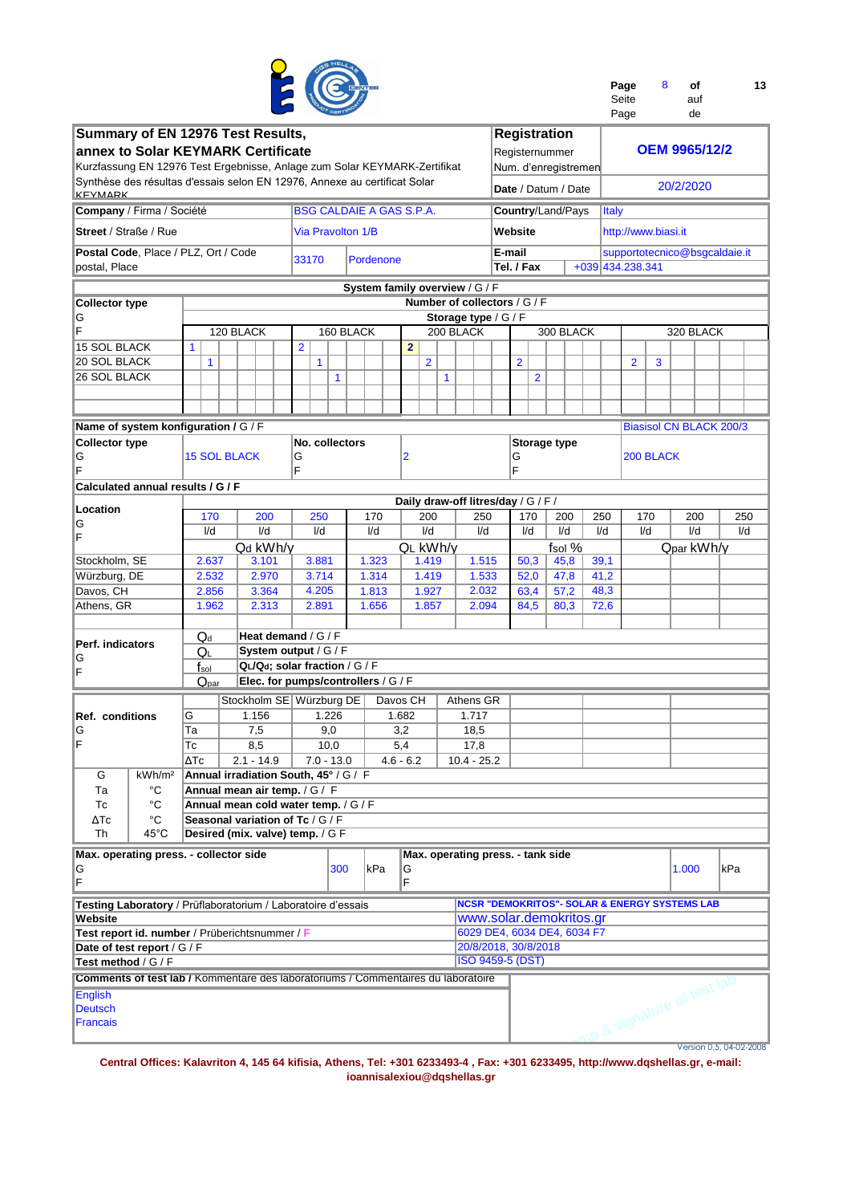## Summary of EN 12976 Test Results, annex to Solar KEYMARK Certificate

Kurzfassung EN 12976 Test Ergebnisse, Anlage zum Solar KEYMARK-Zertifikat
Synthèse des résultas d'essais selon EN 12976, Annexe au certificat Solar KEYMARK

| **Registration** / Registernummer / Num. d'enregistremen | **OEM 9965/12/2** |
|---|---|
| **Date** / Datum / Date | 20/2/2020 |

| | | | |
|---|---|---|---|
| **Company** / Firma / Société | BSG CALDAIE A GAS S.P.A. | **Country**/Land/Pays | Italy |
| **Street** / Straße / Rue | Via Pravolton 1/B | **Website** | http://www.biasi.it |
| **Postal Code**, Place / PLZ, Ort / Code postal, Place | 33170 Pordenone | **E-mail** | supportotecnico@bsgcaldaie.it |
| | | **Tel. / Fax** | +039 434.238.341 |

### System family overview / G / F

Number of collectors / G / F — Storage type / G / F

| Collector type G F | 120 BLACK | | | | | | 160 BLACK | | | | | | 200 BLACK | | | | | | 300 BLACK | | | | | | 320 BLACK | | | | | |
|---|---|---|---|---|---|---|---|---|---|---|---|---|---|---|---|---|---|---|---|---|---|---|---|---|---|---|---|---|---|---|
| 15 SOL BLACK | 1 | | | | | | 2 | | | | | | 2 | | | | | | | | | | | | | | | | | |
| 20 SOL BLACK | | 1 | | | | | | 1 | | | | | | 2 | | | | | 2 | | | | | | 2 | 3 | | | | |
| 26 SOL BLACK | | | | | | | | | 1 | | | | | | 1 | | | | | 2 | | | | | | | | | | |

| **Name of system konfiguration / G / F** | Biasisol CN BLACK 200/3 |
|---|---|

| **Collector type** G F | 15 SOL BLACK | **No. collectors** G F | 2 | **Storage type** G F | 200 BLACK |
|---|---|---|---|---|---|

### Calculated annual results / G / F

Daily draw-off litres/day / G / F /

| Location G F | 170 l/d | 200 l/d | 250 l/d | 170 l/d | 200 l/d | 250 l/d | 170 l/d | 200 l/d | 250 l/d | 170 l/d | 200 l/d | 250 l/d |
|---|---|---|---|---|---|---|---|---|---|---|---|---|
| | $Q_d$ kWh/y | | | $Q_L$ kWh/y | | | $f_{sol}$ % | | | $Q_{par}$ kWh/y | | |
| Stockholm, SE | 2.637 | 3.101 | 3.881 | 1.323 | 1.419 | 1.515 | 50,3 | 45,8 | 39,1 | | | |
| Würzburg, DE | 2.532 | 2.970 | 3.714 | 1.314 | 1.419 | 1.533 | 52,0 | 47,8 | 41,2 | | | |
| Davos, CH | 2.856 | 3.364 | 4.205 | 1.813 | 1.927 | 2.032 | 63,4 | 57,2 | 48,3 | | | |
| Athens, GR | 1.962 | 2.313 | 2.891 | 1.656 | 1.857 | 2.094 | 84,5 | 80,3 | 72,6 | | | |

| Perf. indicators G F | |
|---|---|
| $Q_d$ | **Heat demand** / G / F |
| $Q_L$ | **System output** / G / F |
| $f_{sol}$ | **$Q_L/Q_d$; solar fraction** / G / F |
| $Q_{par}$ | **Elec. for pumps/controllers** / G / F |

| Ref. conditions G F | | Stockholm SE | Würzburg DE | Davos CH | Athens GR |
|---|---|---|---|---|---|
| | G | 1.156 | 1.226 | 1.682 | 1.717 |
| | Ta | 7,5 | 9,0 | 3,2 | 18,5 |
| | Tc | 8,5 | 10,0 | 5,4 | 17,8 |
| | ΔTc | 2.1 - 14.9 | 7.0 - 13.0 | 4.6 - 6.2 | 10.4 - 25.2 |

| | | |
|---|---|---|
| G | kWh/m² | **Annual irradiation South, 45°** / G / F |
| Ta | °C | **Annual mean air temp.** / G / F |
| Tc | °C | **Annual mean cold water temp.** / G / F |
| ΔTc | °C | **Seasonal variation of Tc** / G / F |
| Th | 45°C | **Desired (mix. valve) temp.** / G F |

| **Max. operating press. - collector side** G F | 300 | kPa | **Max. operating press. - tank side** G F | 1.000 | kPa |
|---|---|---|---|---|---|

| | |
|---|---|
| **Testing Laboratory** / Prüflaboratorium / Laboratoire d'essais | **NCSR "DEMOKRITOS"- SOLAR & ENERGY SYSTEMS LAB** |
| **Website** | www.solar.demokritos.gr |
| **Test report id. number** / Prüberichtsnummer / F | 6029 DE4, 6034 DE4, 6034 F7 |
| **Date of test report** / G / F | 20/8/2018, 30/8/2018 |
| **Test method** / G / F | ISO 9459-5 (DST) |

**Comments of test lab / Kommentare des laboratoriums / Commentaires du laboratoire**

English
Deutsch
Francais

Stamp & signature of test lab

Version 0.5, 04-02-2008

**Central Offices: Kalavriton 4, 145 64 kifisia, Athens, Tel: +301 6233493-4 , Fax: +301 6233495, http://www.dqshellas.gr, e-mail: ioannisalexiou@dqshellas.gr**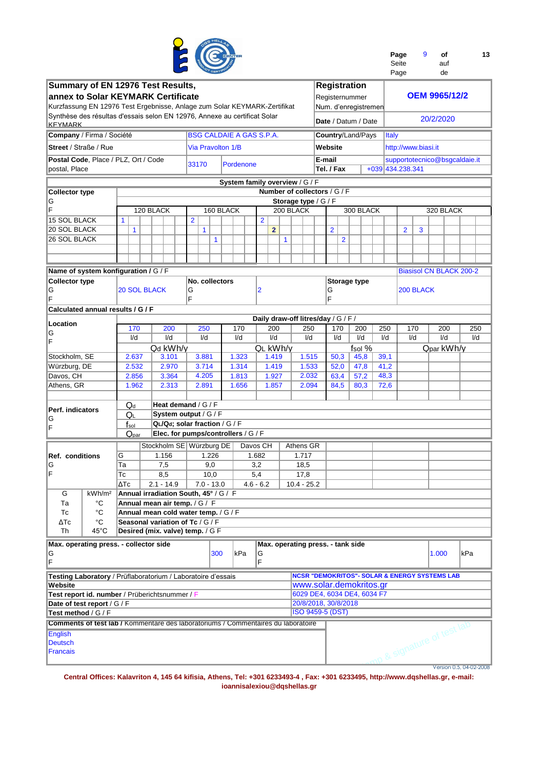## Summary of EN 12976 Test Results, annex to Solar KEYMARK Certificate

Kurzfassung EN 12976 Test Ergebnisse, Anlage zum Solar KEYMARK-Zertifikat
Synthèse des résultas d'essais selon EN 12976, Annexe au certificat Solar KEYMARK

| | |
|---|---|
| **Registration** / Registernummer / Num. d'enregistremen | **OEM 9965/12/2** |
| **Date** / Datum / Date | 20/2/2020 |

| | | | |
|---|---|---|---|
| **Company** / Firma / Société | BSG CALDAIE A GAS S.P.A. | **Country**/Land/Pays | Italy |
| **Street** / Straße / Rue | Via Pravolton 1/B | **Website** | http://www.biasi.it |
| **Postal Code**, Place / PLZ, Ort / Code postal, Place | 33170 Pordenone | **E-mail** | supportotecnico@bsgcaldaie.it |
| | | **Tel. / Fax** | +039 434.238.341 |

### System family overview / G / F

**Number of collectors** / G / F — **Storage type** / G / F

| Collector type G F | 120 BLACK | 160 BLACK | 200 BLACK | 300 BLACK | 320 BLACK |
|---|---|---|---|---|---|
| 15 SOL BLACK | 1 | 2 | 2 | | |
| 20 SOL BLACK | 1 | 1 | 2 | 2 | 2, 3 |
| 26 SOL BLACK | | 1 | 1 | 2 | |

**Name of system konfiguration** / G / F: Biasisol CN BLACK 200-2

| Collector type G F | No. collectors G F | Storage type G F |
|---|---|---|
| 20 SOL BLACK | 2 | 200 BLACK |

### Calculated annual results / G / F

Daily draw-off litres/day / G / F /

| Location G F | 170 l/d | 200 l/d | 250 l/d | 170 l/d | 200 l/d | 250 l/d | 170 l/d | 200 l/d | 250 l/d | 170 l/d | 200 l/d | 250 l/d |
|---|---|---|---|---|---|---|---|---|---|---|---|---|
| | $Q_d$ kWh/y | | | $Q_L$ kWh/y | | | $f_{sol}$ % | | | $Q_{par}$ kWh/y | | |
| Stockholm, SE | 2.637 | 3.101 | 3.881 | 1.323 | 1.419 | 1.515 | 50,3 | 45,8 | 39,1 | | | |
| Würzburg, DE | 2.532 | 2.970 | 3.714 | 1.314 | 1.419 | 1.533 | 52,0 | 47,8 | 41,2 | | | |
| Davos, CH | 2.856 | 3.364 | 4.205 | 1.813 | 1.927 | 2.032 | 63,4 | 57,2 | 48,3 | | | |
| Athens, GR | 1.962 | 2.313 | 2.891 | 1.656 | 1.857 | 2.094 | 84,5 | 80,3 | 72,6 | | | |

**Perf. indicators** G F

| | |
|---|---|
| $Q_d$ | **Heat demand** / G / F |
| $Q_L$ | **System output** / G / F |
| $f_{sol}$ | **$Q_L/Q_d$; solar fraction** / G / F |
| $Q_{par}$ | **Elec. for pumps/controllers** / G / F |

**Ref. conditions** G F

| | Stockholm SE | Würzburg DE | Davos CH | Athens GR |
|---|---|---|---|---|
| G | 1.156 | 1.226 | 1.682 | 1.717 |
| Ta | 7,5 | 9,0 | 3,2 | 18,5 |
| Tc | 8,5 | 10,0 | 5,4 | 17,8 |
| ΔTc | 2.1 - 14.9 | 7.0 - 13.0 | 4.6 - 6.2 | 10.4 - 25.2 |

| | | |
|---|---|---|
| G | kWh/m² | **Annual irradiation South, 45°** / G / F |
| Ta | °C | **Annual mean air temp.** / G / F |
| Tc | °C | **Annual mean cold water temp.** / G / F |
| ΔTc | °C | **Seasonal variation of Tc** / G / F |
| Th | 45°C | **Desired (mix. valve) temp.** / G F |

**Max. operating press. - collector side** G F: 300 kPa
**Max. operating press. - tank side** G F: 1.000 kPa

| | |
|---|---|
| **Testing Laboratory** / Prüflaboratorium / Laboratoire d'essais | NCSR "DEMOKRITOS"- SOLAR & ENERGY SYSTEMS LAB |
| **Website** | www.solar.demokritos.gr |
| **Test report id. number** / Prüberichtsnummer / F | 6029 DE4, 6034 DE4, 6034 F7 |
| **Date of test report** / G / F | 20/8/2018, 30/8/2018 |
| **Test method** / G / F | ISO 9459-5 (DST) |

**Comments of test lab** / Kommentare des laboratoriums / Commentaires du laboratoire

English
Deutsch
Francais

Stamp & signature of test lab

Version 0.5, 04-02-2008

Central Offices: Kalavriton 4, 145 64 kifisia, Athens, Tel: +301 6233493-4 , Fax: +301 6233495, http://www.dqshellas.gr, e-mail: ioannisalexiou@dqshellas.gr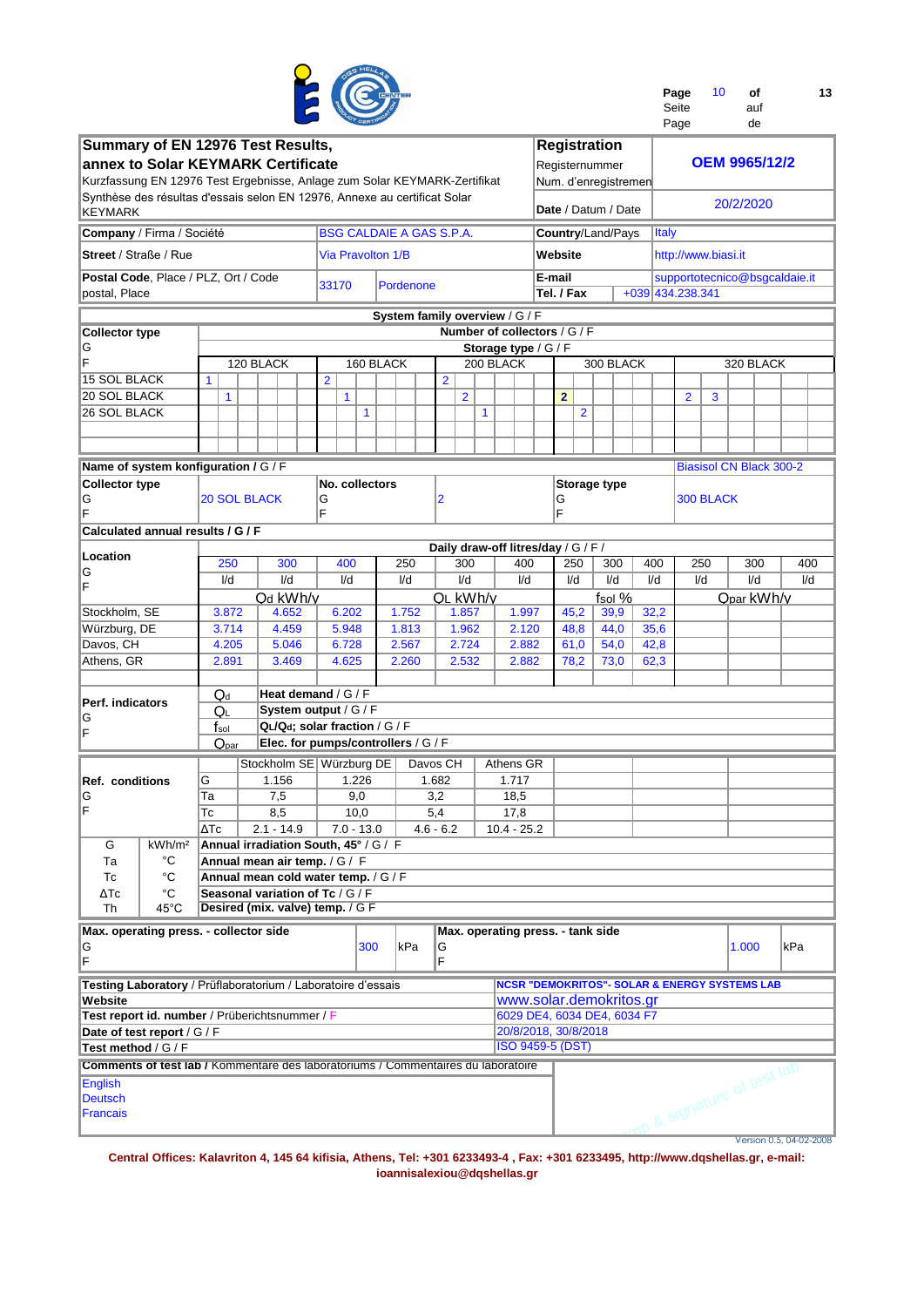**Summary of EN 12976 Test Results, annex to Solar KEYMARK Certificate**

Kurzfassung EN 12976 Test Ergebnisse, Anlage zum Solar KEYMARK-Zertifikat

Synthèse des résultas d'essais selon EN 12976, Annexe au certificat Solar KEYMARK

| | |
|---|---|
| **Registration** / Registernummer / Num. d'enregistremen | **OEM 9965/12/2** |
| **Date** / Datum / Date | 20/2/2020 |

| | | | |
|---|---|---|---|
| **Company** / Firma / Société | BSG CALDAIE A GAS S.P.A. | **Country**/Land/Pays | Italy |
| **Street** / Straße / Rue | Via Pravolton 1/B | **Website** | http://www.biasi.it |
| **Postal Code**, Place / PLZ, Ort / Code postal, Place | 33170 Pordenone | **E-mail** | supportotecnico@bsgcaldaie.it |
| | | **Tel. / Fax** | +039 434.238.341 |

**System family overview** / G / F

| Collector type G F | 120 BLACK | 160 BLACK | 200 BLACK | 300 BLACK | 320 BLACK |
|---|---|---|---|---|---|
| 15 SOL BLACK | 1 | 2 | 2 | | |
| 20 SOL BLACK | 1 | 1 | 2 | 2 | 2, 3 |
| 26 SOL BLACK | | 1 | 1 | 2 | |

(Number of collectors / G / F; Storage type / G / F)

| **Name of system konfiguration** / G / F | | | Biasisol CN Black 300-2 |
|---|---|---|---|
| **Collector type** G F | 20 SOL BLACK | **No. collectors** G F | 2 |
| **Storage type** G F | 300 BLACK | | |

**Calculated annual results / G / F**

Daily draw-off litres/day / G / F /

| Location G F | 250 l/d | 300 l/d | 400 l/d | 250 l/d | 300 l/d | 400 l/d | 250 l/d | 300 l/d | 400 l/d | 250 l/d | 300 l/d | 400 l/d |
|---|---|---|---|---|---|---|---|---|---|---|---|---|
| | $Q_d$ kWh/y | | | $Q_L$ kWh/y | | | $f_{sol}$ % | | | $Q_{par}$ kWh/y | | |
| Stockholm, SE | 3.872 | 4.652 | 6.202 | 1.752 | 1.857 | 1.997 | 45,2 | 39,9 | 32,2 | | | |
| Würzburg, DE | 3.714 | 4.459 | 5.948 | 1.813 | 1.962 | 2.120 | 48,8 | 44,0 | 35,6 | | | |
| Davos, CH | 4.205 | 5.046 | 6.728 | 2.567 | 2.724 | 2.882 | 61,0 | 54,0 | 42,8 | | | |
| Athens, GR | 2.891 | 3.469 | 4.625 | 2.260 | 2.532 | 2.882 | 78,2 | 73,0 | 62,3 | | | |

**Perf. indicators** G F

| | |
|---|---|
| $Q_d$ | **Heat demand** / G / F |
| $Q_L$ | **System output** / G / F |
| $f_{sol}$ | **$Q_L/Q_d$; solar fraction** / G / F |
| $Q_{par}$ | **Elec. for pumps/controllers** / G / F |

| **Ref. conditions** G F | | Stockholm SE | Würzburg DE | Davos CH | Athens GR |
|---|---|---|---|---|---|
| | G | 1.156 | 1.226 | 1.682 | 1.717 |
| | Ta | 7,5 | 9,0 | 3,2 | 18,5 |
| | Tc | 8,5 | 10,0 | 5,4 | 17,8 |
| | ΔTc | 2.1 - 14.9 | 7.0 - 13.0 | 4.6 - 6.2 | 10.4 - 25.2 |

| | | |
|---|---|---|
| G | kWh/m² | **Annual irradiation South, 45°** / G / F |
| Ta | °C | **Annual mean air temp.** / G / F |
| Tc | °C | **Annual mean cold water temp.** / G / F |
| ΔTc | °C | **Seasonal variation of Tc** / G / F |
| Th | 45°C | **Desired (mix. valve) temp.** / G F |

| **Max. operating press. - collector side** G F | 300 kPa | **Max. operating press. - tank side** G F | 1.000 kPa |
|---|---|---|---|

| | |
|---|---|
| **Testing Laboratory** / Prüflaboratorium / Laboratoire d'essais | NCSR "DEMOKRITOS"- SOLAR & ENERGY SYSTEMS LAB |
| **Website** | www.solar.demokritos.gr |
| **Test report id. number** / Prüberichtsnummer / F | 6029 DE4, 6034 DE4, 6034 F7 |
| **Date of test report** / G / F | 20/8/2018, 30/8/2018 |
| **Test method** / G / F | ISO 9459-5 (DST) |

**Comments of test lab** / Kommentare des laboratoriums / Commentaires du laboratoire

English
Deutsch
Francais

Stamp & signature of test lab

Version 0.5, 04-02-2008

Central Offices: Kalavriton 4, 145 64 kifisia, Athens, Tel: +301 6233493-4 , Fax: +301 6233495, http://www.dqshellas.gr, e-mail: ioannisalexiou@dqshellas.gr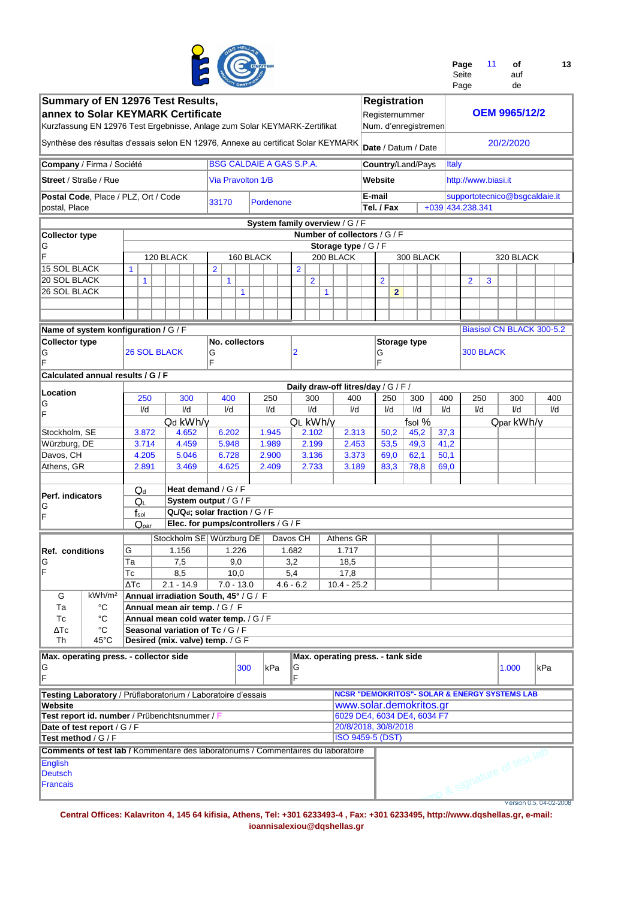## Summary of EN 12976 Test Results, annex to Solar KEYMARK Certificate

Kurzfassung EN 12976 Test Ergebnisse, Anlage zum Solar KEYMARK-Zertifikat

Synthèse des résultas d'essais selon EN 12976, Annexe au certificat Solar KEYMARK

| | |
|---|---|
| **Registration** / Registernummer / Num. d'enregistremen | **OEM 9965/12/2** |
| **Date** / Datum / Date | 20/2/2020 |
| **Company** / Firma / Société | BSG CALDAIE A GAS S.P.A. |
| **Country**/Land/Pays | Italy |
| **Street** / Straße / Rue | Via Pravolton 1/B |
| **Website** | http://www.biasi.it |
| **Postal Code**, Place / PLZ, Ort / Code postal, Place | 33170 Pordenone |
| **E-mail** | supportotecnico@bsgcaldaie.it |
| **Tel. / Fax** | +039 434.238.341 |

### System family overview / G / F

Number of collectors / G / F — Storage type / G / F

| Collector type G F | 120 BLACK | | | | | | 160 BLACK | | | | | | 200 BLACK | | | | | | 300 BLACK | | | | | | 320 BLACK | | | | | |
|---|---|---|---|---|---|---|---|---|---|---|---|---|---|---|---|---|---|---|---|---|---|---|---|---|---|---|---|---|---|---|
| 15 SOL BLACK | 1 | | | | | | 2 | | | | | | 2 | | | | | | | | | | | | | | | | | |
| 20 SOL BLACK | | 1 | | | | | | 1 | | | | | | 2 | | | | | 2 | | | | | | 2 | 3 | | | | |
| 26 SOL BLACK | | | | | | | | | 1 | | | | | | 1 | | | | | **2** | | | | | | | | | | |

**Name of system konfiguration / G / F**: Biasisol CN BLACK 300-5.2

| Collector type G F | No. collectors G F | Storage type G F |
|---|---|---|
| 26 SOL BLACK | 2 | 300 BLACK |

### Calculated annual results / G / F

Daily draw-off litres/day / G / F /

| Location G F | 250 l/d | 300 l/d | 400 l/d | 250 l/d | 300 l/d | 400 l/d | 250 l/d | 300 l/d | 400 l/d | 250 l/d | 300 l/d | 400 l/d |
|---|---|---|---|---|---|---|---|---|---|---|---|---|
| | $Q_d$ kWh/y | | | $Q_L$ kWh/y | | | $f_{sol}$ % | | | $Q_{par}$ kWh/y | | |
| Stockholm, SE | 3.872 | 4.652 | 6.202 | 1.945 | 2.102 | 2.313 | 50,2 | 45,2 | 37,3 | | | |
| Würzburg, DE | 3.714 | 4.459 | 5.948 | 1.989 | 2.199 | 2.453 | 53,5 | 49,3 | 41,2 | | | |
| Davos, CH | 4.205 | 5.046 | 6.728 | 2.900 | 3.136 | 3.373 | 69,0 | 62,1 | 50,1 | | | |
| Athens, GR | 2.891 | 3.469 | 4.625 | 2.409 | 2.733 | 3.189 | 83,3 | 78,8 | 69,0 | | | |

**Perf. indicators** G F

- $Q_d$ — **Heat demand** / G / F
- $Q_L$ — **System output** / G / F
- $f_{sol}$ — $Q_L/Q_d$; **solar fraction** / G / F
- $Q_{par}$ — **Elec. for pumps/controllers** / G / F

| Ref. conditions G F | | Stockholm SE | Würzburg DE | Davos CH | Athens GR |
|---|---|---|---|---|---|
| | G | 1.156 | 1.226 | 1.682 | 1.717 |
| | Ta | 7,5 | 9,0 | 3,2 | 18,5 |
| | Tc | 8,5 | 10,0 | 5,4 | 17,8 |
| | ΔTc | 2.1 - 14.9 | 7.0 - 13.0 | 4.6 - 6.2 | 10.4 - 25.2 |

| | | |
|---|---|---|
| G | kWh/m² | **Annual irradiation South, 45°** / G / F |
| Ta | °C | **Annual mean air temp.** / G / F |
| Tc | °C | **Annual mean cold water temp.** / G / F |
| ΔTc | °C | **Seasonal variation of Tc** / G / F |
| Th | 45°C | **Desired (mix. valve) temp.** / G F |

**Max. operating press. - collector side** G F: 300 kPa

**Max. operating press. - tank side** G F: 1.000 kPa

| | |
|---|---|
| **Testing Laboratory** / Prüflaboratorium / Laboratoire d'essais | **NCSR "DEMOKRITOS"- SOLAR & ENERGY SYSTEMS LAB** |
| **Website** | www.solar.demokritos.gr |
| **Test report id. number** / Prüberichtsnummer / F | 6029 DE4, 6034 DE4, 6034 F7 |
| **Date of test report** / G / F | 20/8/2018, 30/8/2018 |
| **Test method** / G / F | ISO 9459-5 (DST) |

**Comments of test lab** / Kommentare des laboratoriums / Commentaires du laboratoire

English
Deutsch
Francais

Version 0.5, 04-02-2008

**Central Offices: Kalavriton 4, 145 64 kifisia, Athens, Tel: +301 6233493-4 , Fax: +301 6233495, http://www.dqshellas.gr, e-mail: ioannisalexiou@dqshellas.gr**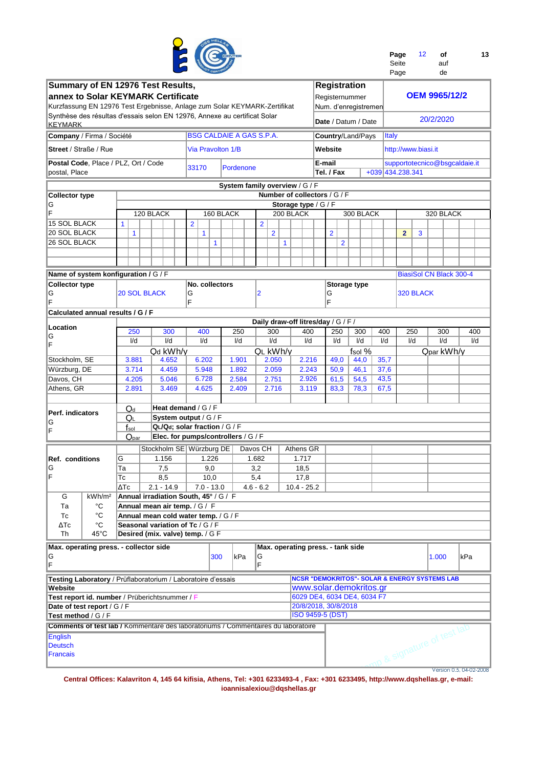**Summary of EN 12976 Test Results, annex to Solar KEYMARK Certificate**

Kurzfassung EN 12976 Test Ergebnisse, Anlage zum Solar KEYMARK-Zertifikat

Synthèse des résultas d'essais selon EN 12976, Annexe au certificat Solar KEYMARK

| Registration / Registernummer / Num. d'enregistremen | OEM 9965/12/2 |
|---|---|
| Date / Datum / Date | 20/2/2020 |

| | | | |
|---|---|---|---|
| **Company** / Firma / Société | BSG CALDAIE A GAS S.P.A. | **Country**/Land/Pays | Italy |
| **Street** / Straße / Rue | Via Pravolton 1/B | **Website** | http://www.biasi.it |
| **Postal Code**, Place / PLZ, Ort / Code postal, Place | 33170 Pordenone | **E-mail** | supportotecnico@bsgcaldaie.it |
| | | **Tel. / Fax** | +039 434.238.341 |

**System family overview / G / F**

| Collector type / G / F | 120 BLACK | 160 BLACK | 200 BLACK | 300 BLACK | 320 BLACK |
|---|---|---|---|---|---|
| 15 SOL BLACK | 1 | 2 | 2 | 2 | 2 |
| 20 SOL BLACK | 1 | 1 | 2 | 2 | 3 |
| 26 SOL BLACK | | 1 | 1 | | |

(Number of collectors / G / F; Storage type / G / F)

**Name of system konfiguration / G / F**: BiasiSol CN Black 300-4

| Collector type G F | No. collectors G F | Storage type G F |
|---|---|---|
| 20 SOL BLACK | 2 | 320 BLACK |

**Calculated annual results / G / F**

Daily draw-off litres/day / G / F /

| Location G F | 250 l/d | 300 l/d | 400 l/d | 250 l/d | 300 l/d | 400 l/d | 250 l/d | 300 l/d | 400 l/d | 250 l/d | 300 l/d | 400 l/d |
|---|---|---|---|---|---|---|---|---|---|---|---|---|
| | $Q_d$ kWh/y | | | $Q_L$ kWh/y | | | $f_{sol}$ % | | | $Q_{par}$ kWh/y | | |
| Stockholm, SE | 3.881 | 4.652 | 6.202 | 1.901 | 2.050 | 2.216 | 49,0 | 44,0 | 35,7 | | | |
| Würzburg, DE | 3.714 | 4.459 | 5.948 | 1.892 | 2.059 | 2.243 | 50,9 | 46,1 | 37,6 | | | |
| Davos, CH | 4.205 | 5.046 | 6.728 | 2.584 | 2.751 | 2.926 | 61,5 | 54,5 | 43,5 | | | |
| Athens, GR | 2.891 | 3.469 | 4.625 | 2.409 | 2.716 | 3.119 | 83,3 | 78,3 | 67,5 | | | |

**Perf. indicators G F**

- $Q_d$ — **Heat demand** / G / F
- $Q_L$ — **System output** / G / F
- $f_{sol}$ — **QL/Qd; solar fraction** / G / F
- $Q_{par}$ — **Elec. for pumps/controllers** / G / F

**Ref. conditions G F**

| | Stockholm SE | Würzburg DE | Davos CH | Athens GR |
|---|---|---|---|---|
| G | 1.156 | 1.226 | 1.682 | 1.717 |
| Ta | 7,5 | 9,0 | 3,2 | 18,5 |
| Tc | 8,5 | 10,0 | 5,4 | 17,8 |
| ΔTc | 2.1 - 14.9 | 7.0 - 13.0 | 4.6 - 6.2 | 10.4 - 25.2 |

| | | |
|---|---|---|
| G | kWh/m² | **Annual irradiation South, 45°** / G / F |
| Ta | °C | **Annual mean air temp.** / G / F |
| Tc | °C | **Annual mean cold water temp.** / G / F |
| ΔTc | °C | **Seasonal variation of Tc** / G / F |
| Th | 45°C | **Desired (mix. valve) temp.** / G F |

| **Max. operating press. - collector side** G F | 300 kPa | **Max. operating press. - tank side** G F | 1.000 kPa |
|---|---|---|---|

| | |
|---|---|
| **Testing Laboratory** / Prüflaboratorium / Laboratoire d'essais | NCSR "DEMOKRITOS"- SOLAR & ENERGY SYSTEMS LAB |
| **Website** | www.solar.demokritos.gr |
| **Test report id. number** / Prüberichtsnummer / F | 6029 DE4, 6034 DE4, 6034 F7 |
| **Date of test report** / G / F | 20/8/2018, 30/8/2018 |
| **Test method** / G / F | ISO 9459-5 (DST) |

**Comments of test lab** / Kommentare des laboratoriums / Commentaires du laboratoire

English
Deutsch
Francais

Stamp & signature of test lab

Version 0.5, 04-02-2008

Central Offices: Kalavriton 4, 145 64 kifisia, Athens, Tel: +301 6233493-4 , Fax: +301 6233495, http://www.dqshellas.gr, e-mail: ioannisalexiou@dqshellas.gr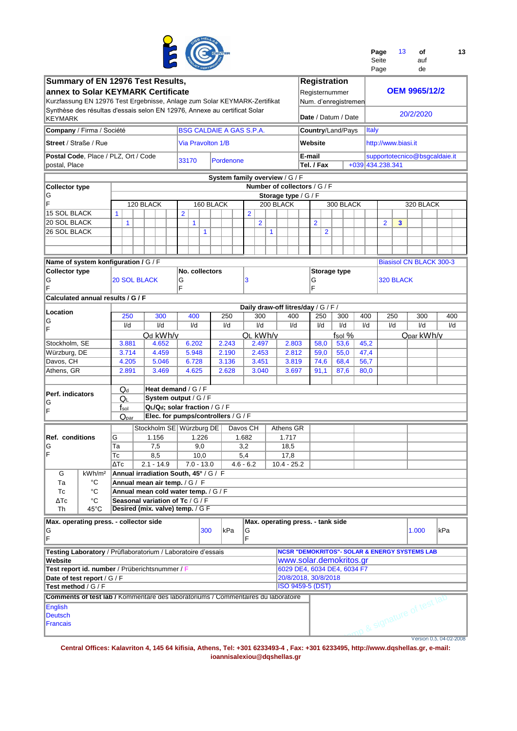## Summary of EN 12976 Test Results, annex to Solar KEYMARK Certificate

Kurzfassung EN 12976 Test Ergebnisse, Anlage zum Solar KEYMARK-Zertifikat

Synthèse des résultas d'essais selon EN 12976, Annexe au certificat Solar KEYMARK

| | |
|---|---|
| **Registration** / Registernummer / Num. d'enregistremen | **OEM 9965/12/2** |
| **Date** / Datum / Date | 20/2/2020 |
| **Company** / Firma / Société | BSG CALDAIE A GAS S.P.A. |
| **Country**/Land/Pays | Italy |
| **Street** / Straße / Rue | Via Pravolton 1/B |
| **Website** | http://www.biasi.it |
| **Postal Code**, Place / PLZ, Ort / Code postal, Place | 33170 Pordenone |
| **E-mail** | supportotecnico@bsgcaldaie.it |
| **Tel. / Fax** | +039 434.238.341 |

### System family overview / G / F

| Collector type G F | 120 BLACK | 160 BLACK | 200 BLACK | 300 BLACK | 320 BLACK |
|---|---|---|---|---|---|
| 15 SOL BLACK | 1 | 2 | 2 | | |
| 20 SOL BLACK | 1 | 1 | 2 | 2 | 2, 3 |
| 26 SOL BLACK | | 1 | 1 | 2 | |

Number of collectors / G / F — Storage type / G / F

| | |
|---|---|
| **Name of system konfiguration** / G / F | Biasisol CN BLACK 300-3 |
| **Collector type** G F | 20 SOL BLACK |
| **No. collectors** G F | 3 |
| **Storage type** G F | 320 BLACK |

### Calculated annual results / G / F

Daily draw-off litres/day / G / F /

| Location G F | $Q_d$ kWh/y 250 l/d | $Q_d$ 300 l/d | $Q_d$ 400 l/d | $Q_L$ kWh/y 250 l/d | $Q_L$ 300 l/d | $Q_L$ 400 l/d | $f_{sol}$ % 250 l/d | $f_{sol}$ 300 l/d | $f_{sol}$ 400 l/d | $Q_{par}$ kWh/y 250 l/d | $Q_{par}$ 300 l/d | $Q_{par}$ 400 l/d |
|---|---|---|---|---|---|---|---|---|---|---|---|---|
| Stockholm, SE | 3.881 | 4.652 | 6.202 | 2.243 | 2.497 | 2.803 | 58,0 | 53,6 | 45,2 | | | |
| Würzburg, DE | 3.714 | 4.459 | 5.948 | 2.190 | 2.453 | 2.812 | 59,0 | 55,0 | 47,4 | | | |
| Davos, CH | 4.205 | 5.046 | 6.728 | 3.136 | 3.451 | 3.819 | 74,6 | 68,4 | 56,7 | | | |
| Athens, GR | 2.891 | 3.469 | 4.625 | 2.628 | 3.040 | 3.697 | 91,1 | 87,6 | 80,0 | | | |

**Perf. indicators** G F

| | |
|---|---|
| $Q_d$ | Heat demand / G / F |
| $Q_L$ | System output / G / F |
| $f_{sol}$ | $Q_L/Q_d$; solar fraction / G / F |
| $Q_{par}$ | Elec. for pumps/controllers / G / F |

| Ref. conditions G F | | Stockholm SE | Würzburg DE | Davos CH | Athens GR |
|---|---|---|---|---|---|
| | G | 1.156 | 1.226 | 1.682 | 1.717 |
| | Ta | 7,5 | 9,0 | 3,2 | 18,5 |
| | Tc | 8,5 | 10,0 | 5,4 | 17,8 |
| | ΔTc | 2.1 - 14.9 | 7.0 - 13.0 | 4.6 - 6.2 | 10.4 - 25.2 |

| | | |
|---|---|---|
| G | kWh/m² | Annual irradiation South, 45° / G / F |
| Ta | °C | Annual mean air temp. / G / F |
| Tc | °C | Annual mean cold water temp. / G / F |
| ΔTc | °C | Seasonal variation of Tc / G / F |
| Th | 45°C | Desired (mix. valve) temp. / G F |

| | | |
|---|---|---|
| **Max. operating press. - collector side** G F | 300 | kPa |
| **Max. operating press. - tank side** G F | 1.000 | kPa |

| | |
|---|---|
| **Testing Laboratory** / Prüflaboratorium / Laboratoire d'essais | NCSR "DEMOKRITOS"- SOLAR & ENERGY SYSTEMS LAB |
| **Website** | www.solar.demokritos.gr |
| **Test report id. number** / Prüberichtsnummer / F | 6029 DE4, 6034 DE4, 6034 F7 |
| **Date of test report** / G / F | 20/8/2018, 30/8/2018 |
| **Test method** / G / F | ISO 9459-5 (DST) |

**Comments of test lab** / Kommentare des laboratoriums / Commentaires du laboratoire

English
Deutsch
Francais

Stamp & signature of test lab

Version 0.5, 04-02-2008

Central Offices: Kalavriton 4, 145 64 kifisia, Athens, Tel: +301 6233493-4 , Fax: +301 6233495, http://www.dqshellas.gr, e-mail: ioannisalexiou@dqshellas.gr